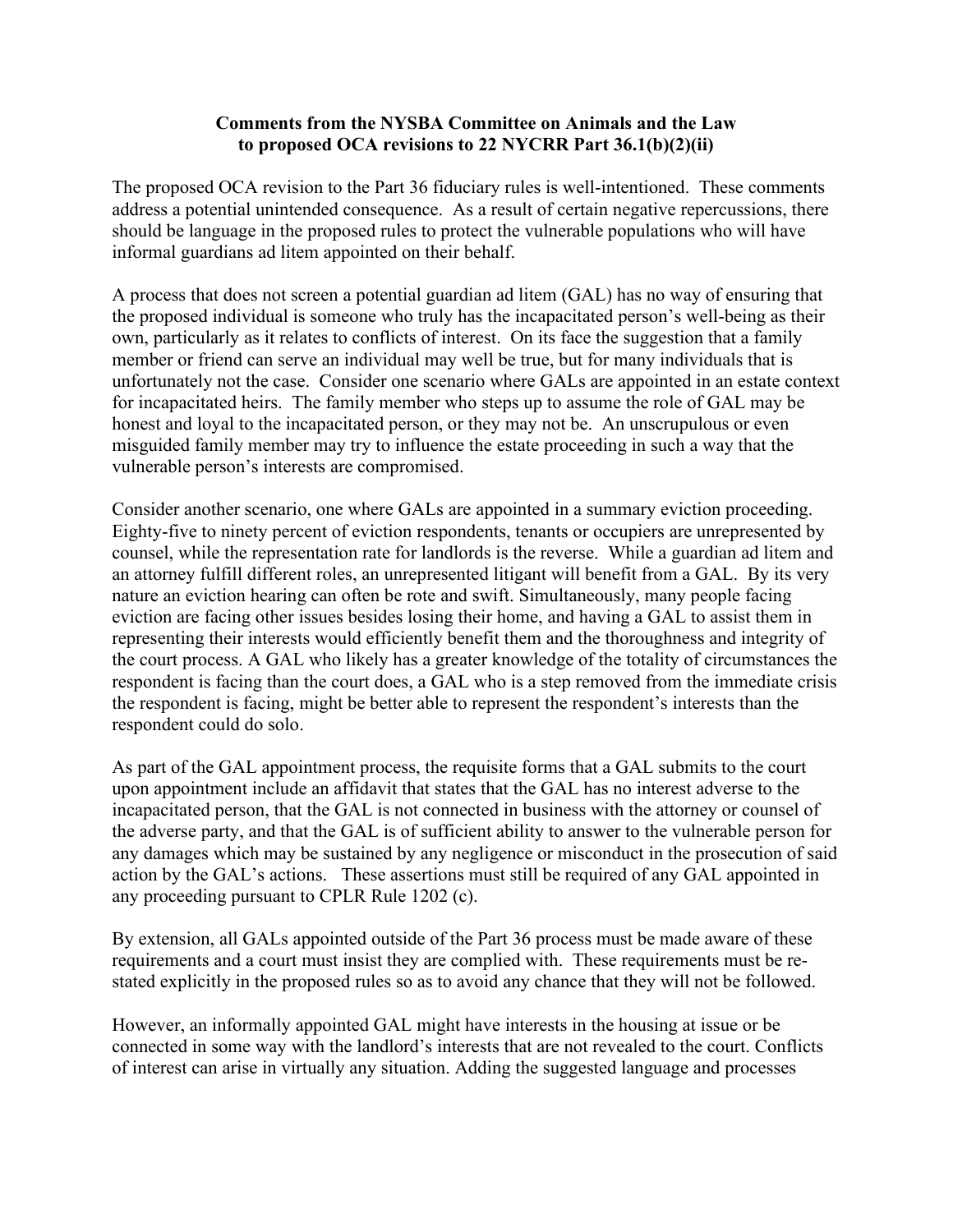**Comments from the NYSBA Committee on Animals and the Law to proposed OCA revisions to 22 NYCRR Part 36.1(b)(2)(ii)**

The proposed OCA revision to the Part 36 fiduciary rules is well-intentioned. These comments address a potential unintended consequence. As a result of certain negative repercussions, there should be language in the proposed rules to protect the vulnerable populations who will have informal guardians ad litem appointed on their behalf.

A process that does not screen a potential guardian ad litem (GAL) has no way of ensuring that the proposed individual is someone who truly has the incapacitated person's well-being as their own, particularly as it relates to conflicts of interest. On its face the suggestion that a family member or friend can serve an individual may well be true, but for many individuals that is unfortunately not the case. Consider one scenario where GALs are appointed in an estate context for incapacitated heirs. The family member who steps up to assume the role of GAL may be honest and loyal to the incapacitated person, or they may not be. An unscrupulous or even misguided family member may try to influence the estate proceeding in such a way that the vulnerable person's interests are compromised.

Consider another scenario, one where GALs are appointed in a summary eviction proceeding. Eighty-five to ninety percent of eviction respondents, tenants or occupiers are unrepresented by counsel, while the representation rate for landlords is the reverse. While a guardian ad litem and an attorney fulfill different roles, an unrepresented litigant will benefit from a GAL. By its very nature an eviction hearing can often be rote and swift. Simultaneously, many people facing eviction are facing other issues besides losing their home, and having a GAL to assist them in representing their interests would efficiently benefit them and the thoroughness and integrity of the court process. A GAL who likely has a greater knowledge of the totality of circumstances the respondent is facing than the court does, a GAL who is a step removed from the immediate crisis the respondent is facing, might be better able to represent the respondent's interests than the respondent could do solo.

As part of the GAL appointment process, the requisite forms that a GAL submits to the court upon appointment include an affidavit that states that the GAL has no interest adverse to the incapacitated person, that the GAL is not connected in business with the attorney or counsel of the adverse party, and that the GAL is of sufficient ability to answer to the vulnerable person for any damages which may be sustained by any negligence or misconduct in the prosecution of said action by the GAL's actions. These assertions must still be required of any GAL appointed in any proceeding pursuant to CPLR Rule 1202 (c).

By extension, all GALs appointed outside of the Part 36 process must be made aware of these requirements and a court must insist they are complied with. These requirements must be re-stated explicitly in the proposed rules so as to avoid any chance that they will not be followed.

However, an informally appointed GAL might have interests in the housing at issue or be connected in some way with the landlord's interests that are not revealed to the court. Conflicts of interest can arise in virtually any situation. Adding the suggested language and processes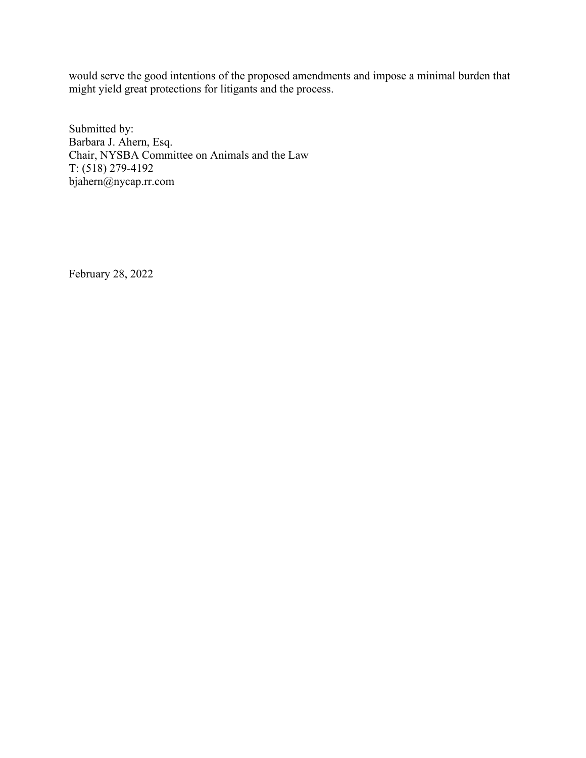would serve the good intentions of the proposed amendments and impose a minimal burden that might yield great protections for litigants and the process.

Submitted by:
Barbara J. Ahern, Esq.
Chair, NYSBA Committee on Animals and the Law
T: (518) 279-4192
bjahern@nycap.rr.com

February 28, 2022